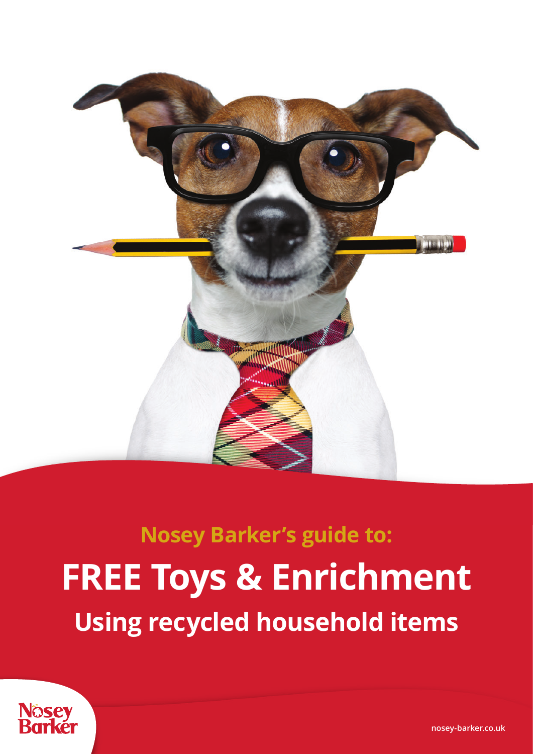## Nosey Barker's guide to:

# FREE Toys & Enrichment

## Using recycled household items

Nosey Barker

nosey-barker.co.uk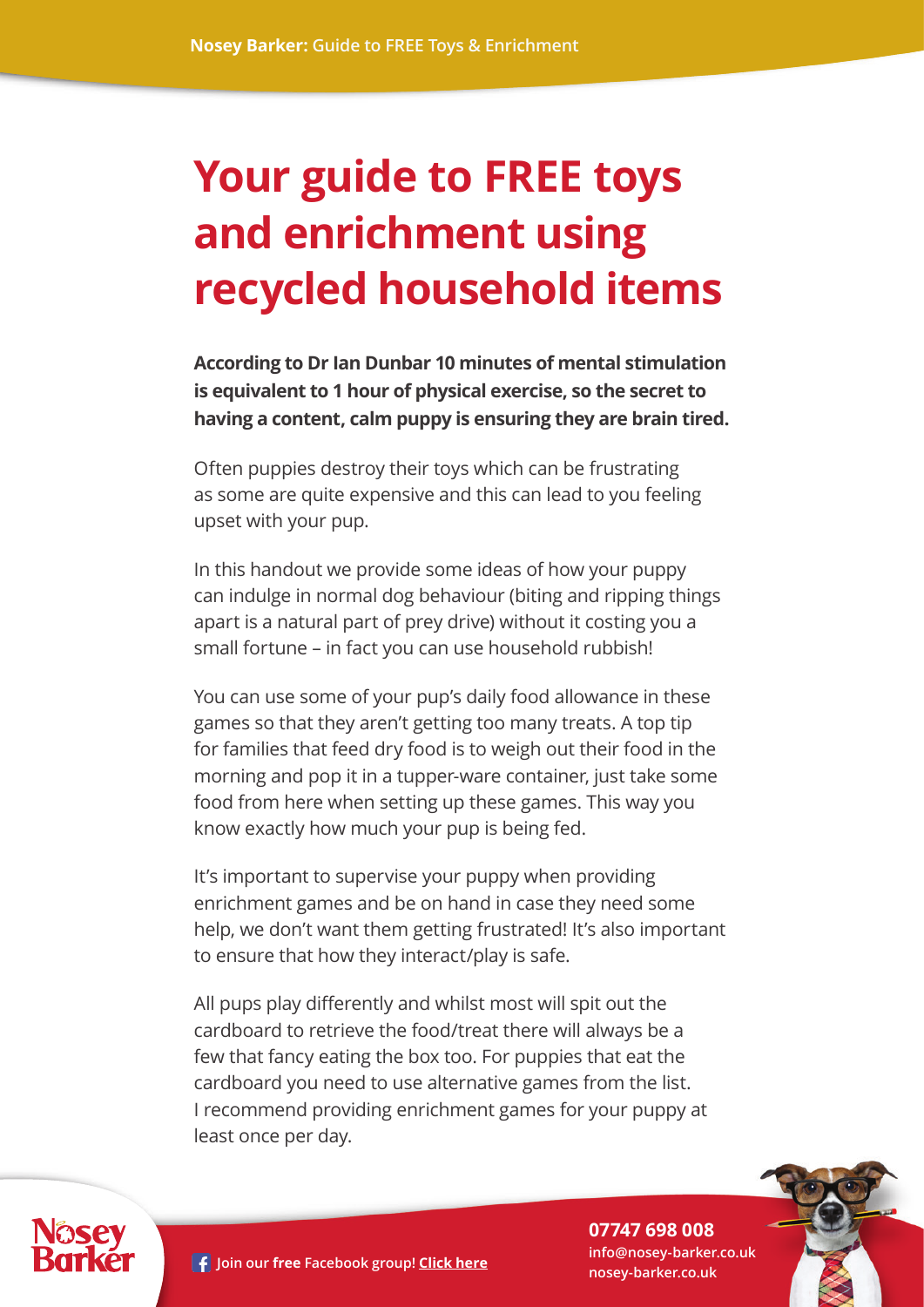# Your guide to FREE toys and enrichment using recycled household items

**According to Dr Ian Dunbar 10 minutes of mental stimulation is equivalent to 1 hour of physical exercise, so the secret to having a content, calm puppy is ensuring they are brain tired.**

Often puppies destroy their toys which can be frustrating as some are quite expensive and this can lead to you feeling upset with your pup.

In this handout we provide some ideas of how your puppy can indulge in normal dog behaviour (biting and ripping things apart is a natural part of prey drive) without it costing you a small fortune – in fact you can use household rubbish!

You can use some of your pup's daily food allowance in these games so that they aren't getting too many treats. A top tip for families that feed dry food is to weigh out their food in the morning and pop it in a tupper-ware container, just take some food from here when setting up these games. This way you know exactly how much your pup is being fed.

It's important to supervise your puppy when providing enrichment games and be on hand in case they need some help, we don't want them getting frustrated! It's also important to ensure that how they interact/play is safe.

All pups play differently and whilst most will spit out the cardboard to retrieve the food/treat there will always be a few that fancy eating the box too. For puppies that eat the cardboard you need to use alternative games from the list. I recommend providing enrichment games for your puppy at least once per day.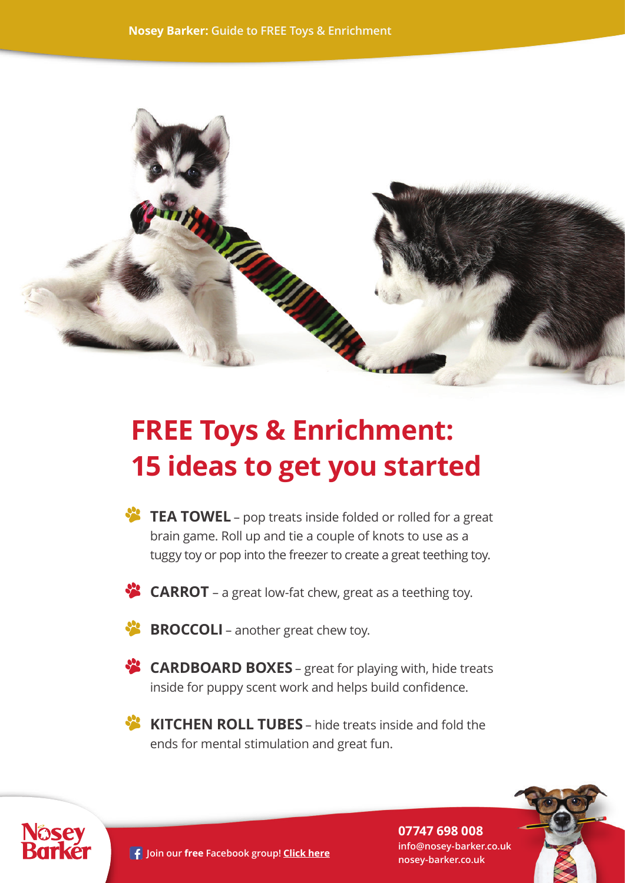# FREE Toys & Enrichment: 15 ideas to get you started

- **TEA TOWEL** – pop treats inside folded or rolled for a great brain game. Roll up and tie a couple of knots to use as a tuggy toy or pop into the freezer to create a great teething toy.
- **CARROT** – a great low-fat chew, great as a teething toy.
- **BROCCOLI** – another great chew toy.
- **CARDBOARD BOXES** – great for playing with, hide treats inside for puppy scent work and helps build confidence.
- **KITCHEN ROLL TUBES** – hide treats inside and fold the ends for mental stimulation and great fun.

Join our **free** Facebook group! **Click here**

**07747 698 008**
**info@nosey-barker.co.uk**
**nosey-barker.co.uk**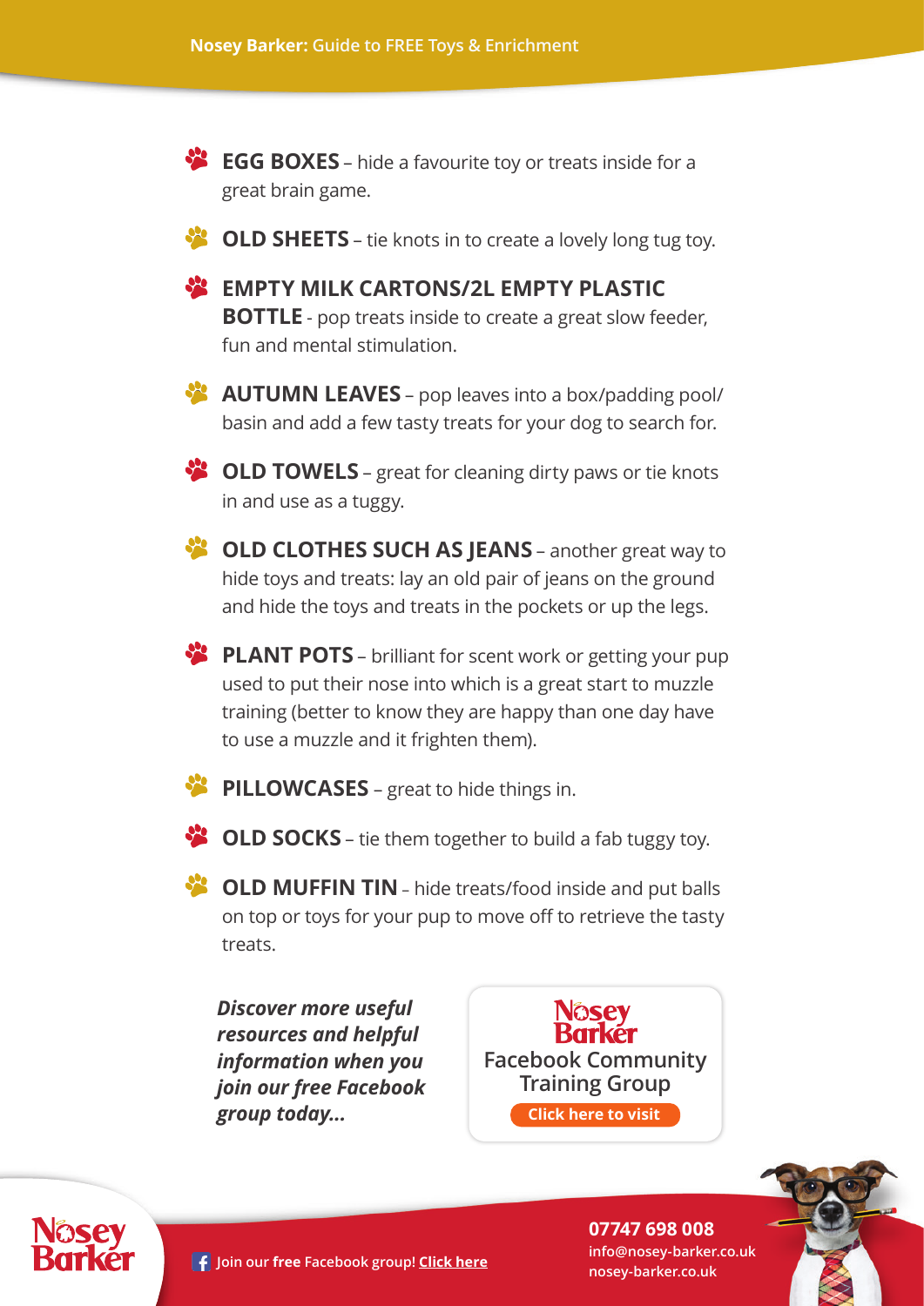- **EGG BOXES** – hide a favourite toy or treats inside for a great brain game.
- **OLD SHEETS** – tie knots in to create a lovely long tug toy.
- **EMPTY MILK CARTONS/2L EMPTY PLASTIC BOTTLE** - pop treats inside to create a great slow feeder, fun and mental stimulation.
- **AUTUMN LEAVES** – pop leaves into a box/padding pool/ basin and add a few tasty treats for your dog to search for.
- **OLD TOWELS** – great for cleaning dirty paws or tie knots in and use as a tuggy.
- **OLD CLOTHES SUCH AS JEANS** – another great way to hide toys and treats: lay an old pair of jeans on the ground and hide the toys and treats in the pockets or up the legs.
- **PLANT POTS** – brilliant for scent work or getting your pup used to put their nose into which is a great start to muzzle training (better to know they are happy than one day have to use a muzzle and it frighten them).
- **PILLOWCASES** – great to hide things in.
- **OLD SOCKS** – tie them together to build a fab tuggy toy.
- **OLD MUFFIN TIN** – hide treats/food inside and put balls on top or toys for your pup to move off to retrieve the tasty treats.

***Discover more useful resources and helpful information when you join our free Facebook group today...***

Nosey Barker Facebook Community Training Group

**Click here to visit**

Join our **free** Facebook group! **Click here**

**07747 698 008**
info@nosey-barker.co.uk
nosey-barker.co.uk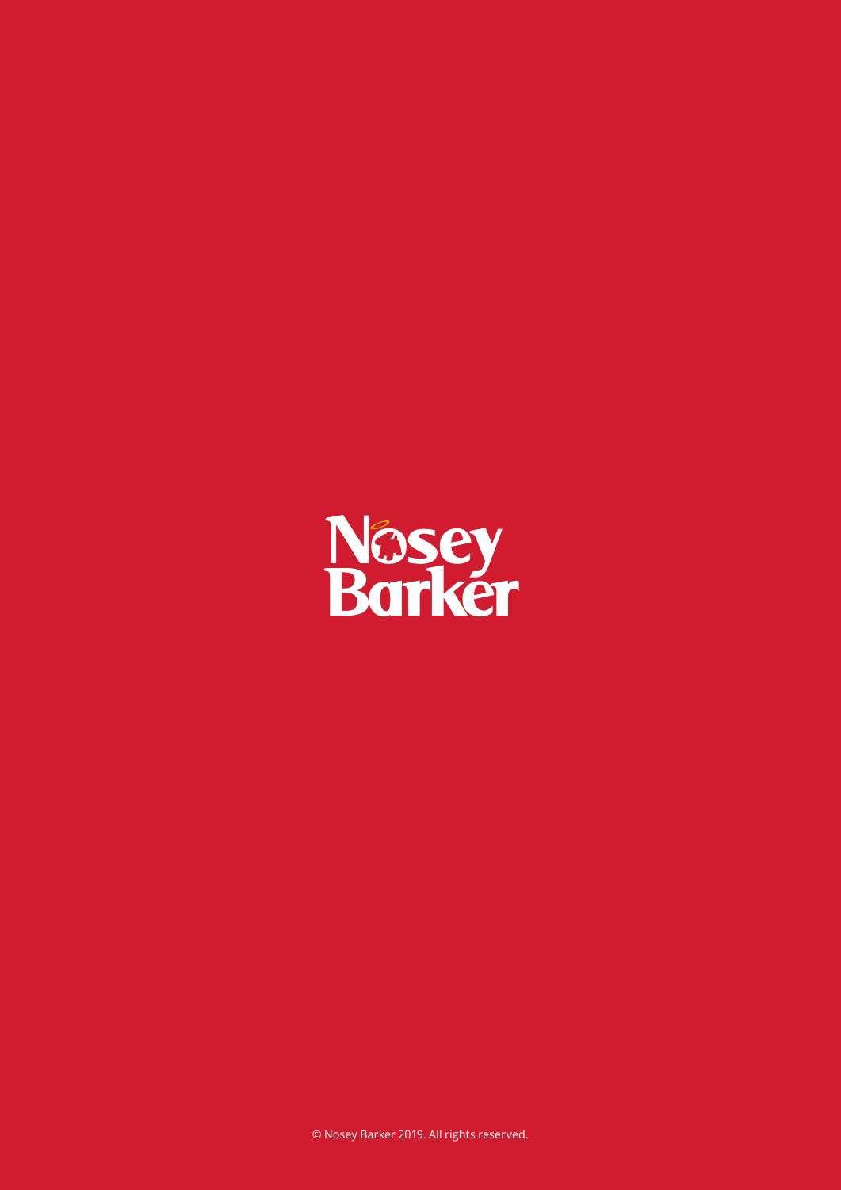Nosey Barker

© Nosey Barker 2019. All rights reserved.